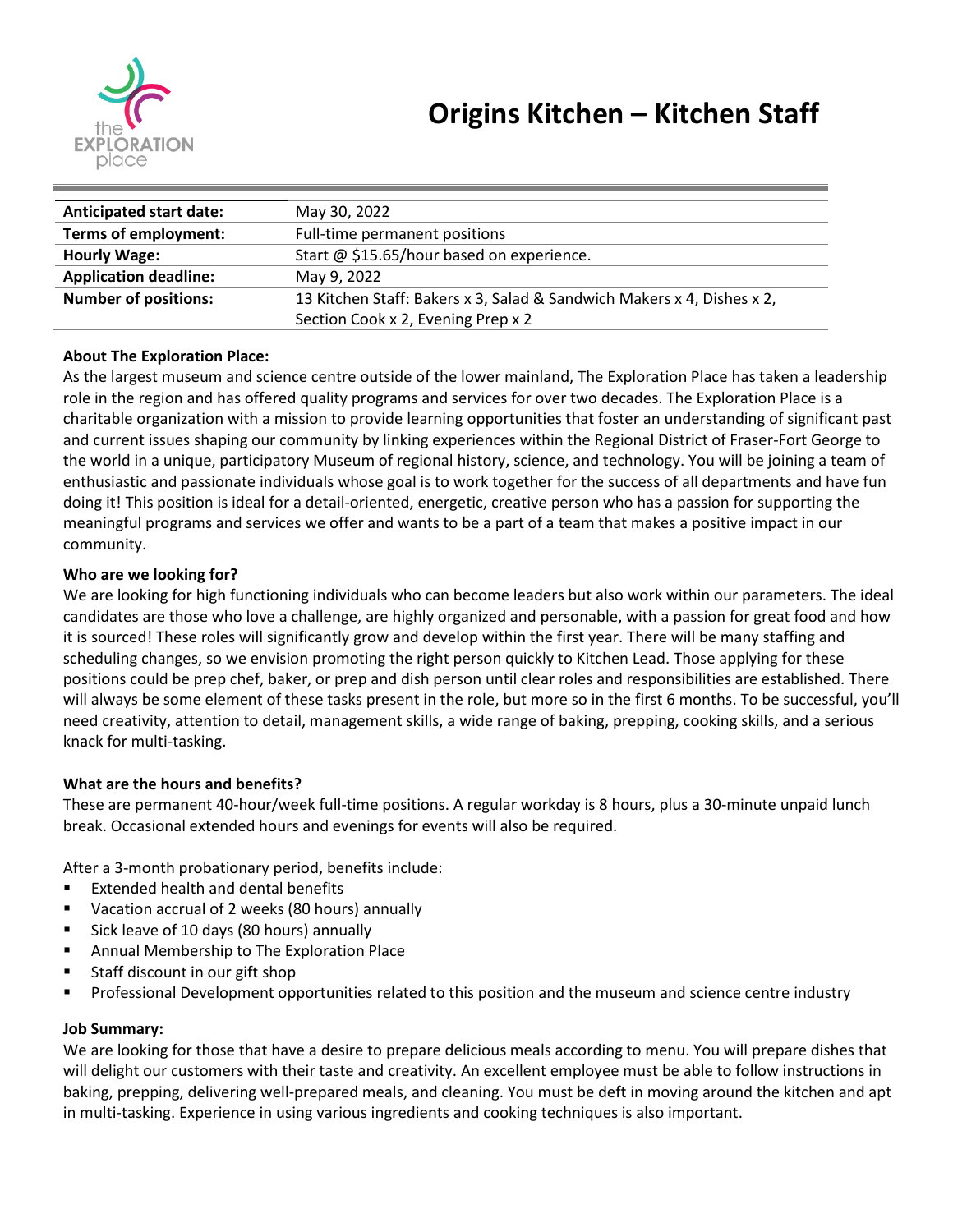# Origins Kitchen – Kitchen Staff

| | |
|---|---|
| **Anticipated start date:** | May 30, 2022 |
| **Terms of employment:** | Full-time permanent positions |
| **Hourly Wage:** | Start @ $15.65/hour based on experience. |
| **Application deadline:** | May 9, 2022 |
| **Number of positions:** | 13 Kitchen Staff: Bakers x 3, Salad & Sandwich Makers x 4, Dishes x 2, Section Cook x 2, Evening Prep x 2 |

**About The Exploration Place:**

As the largest museum and science centre outside of the lower mainland, The Exploration Place has taken a leadership role in the region and has offered quality programs and services for over two decades. The Exploration Place is a charitable organization with a mission to provide learning opportunities that foster an understanding of significant past and current issues shaping our community by linking experiences within the Regional District of Fraser-Fort George to the world in a unique, participatory Museum of regional history, science, and technology. You will be joining a team of enthusiastic and passionate individuals whose goal is to work together for the success of all departments and have fun doing it! This position is ideal for a detail-oriented, energetic, creative person who has a passion for supporting the meaningful programs and services we offer and wants to be a part of a team that makes a positive impact in our community.

**Who are we looking for?**

We are looking for high functioning individuals who can become leaders but also work within our parameters. The ideal candidates are those who love a challenge, are highly organized and personable, with a passion for great food and how it is sourced! These roles will significantly grow and develop within the first year. There will be many staffing and scheduling changes, so we envision promoting the right person quickly to Kitchen Lead. Those applying for these positions could be prep chef, baker, or prep and dish person until clear roles and responsibilities are established. There will always be some element of these tasks present in the role, but more so in the first 6 months. To be successful, you'll need creativity, attention to detail, management skills, a wide range of baking, prepping, cooking skills, and a serious knack for multi-tasking.

**What are the hours and benefits?**

These are permanent 40-hour/week full-time positions. A regular workday is 8 hours, plus a 30-minute unpaid lunch break. Occasional extended hours and evenings for events will also be required.

After a 3-month probationary period, benefits include:

- Extended health and dental benefits
- Vacation accrual of 2 weeks (80 hours) annually
- Sick leave of 10 days (80 hours) annually
- Annual Membership to The Exploration Place
- Staff discount in our gift shop
- Professional Development opportunities related to this position and the museum and science centre industry

**Job Summary:**

We are looking for those that have a desire to prepare delicious meals according to menu. You will prepare dishes that will delight our customers with their taste and creativity. An excellent employee must be able to follow instructions in baking, prepping, delivering well-prepared meals, and cleaning. You must be deft in moving around the kitchen and apt in multi-tasking. Experience in using various ingredients and cooking techniques is also important.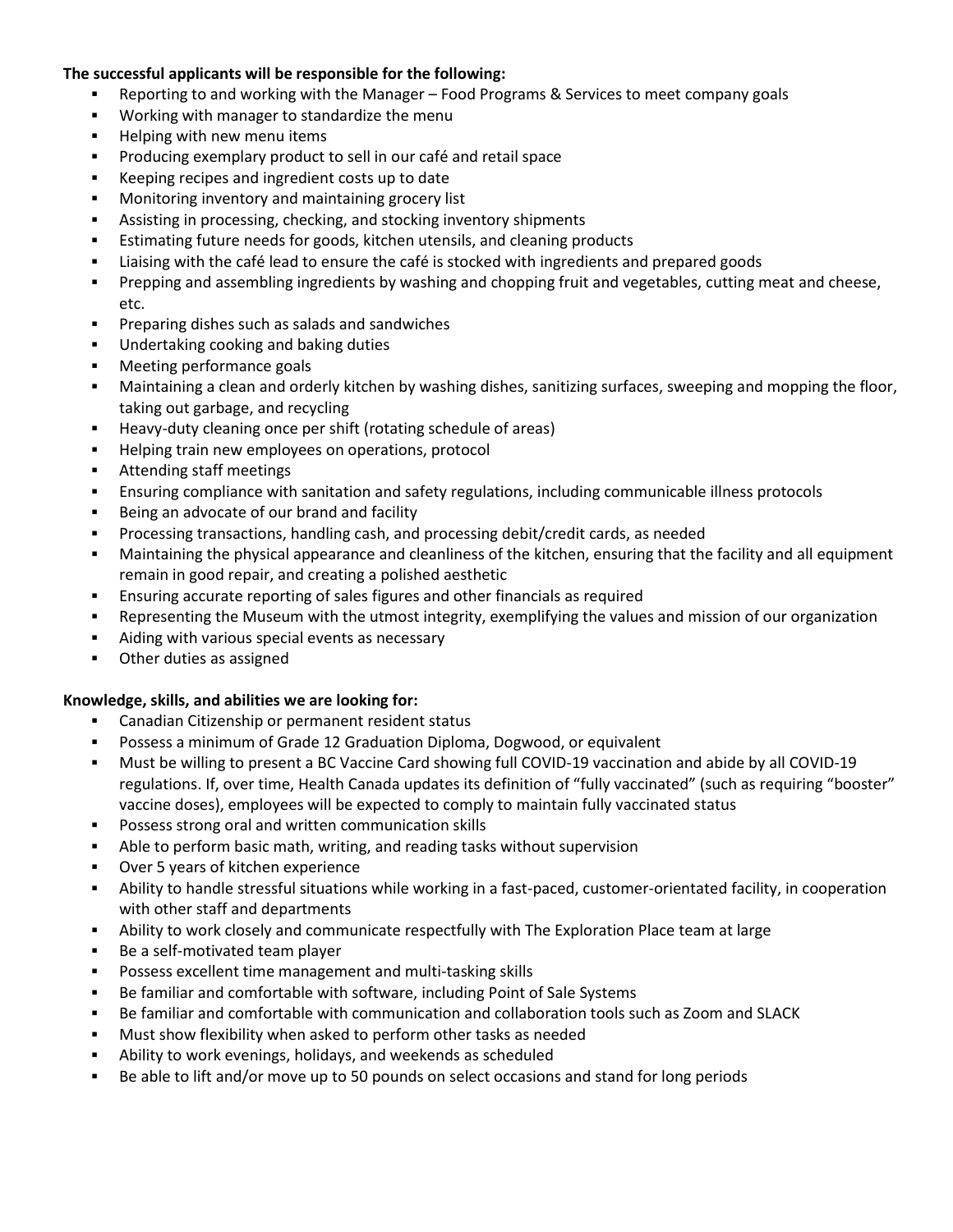**The successful applicants will be responsible for the following:**

- Reporting to and working with the Manager – Food Programs & Services to meet company goals
- Working with manager to standardize the menu
- Helping with new menu items
- Producing exemplary product to sell in our café and retail space
- Keeping recipes and ingredient costs up to date
- Monitoring inventory and maintaining grocery list
- Assisting in processing, checking, and stocking inventory shipments
- Estimating future needs for goods, kitchen utensils, and cleaning products
- Liaising with the café lead to ensure the café is stocked with ingredients and prepared goods
- Prepping and assembling ingredients by washing and chopping fruit and vegetables, cutting meat and cheese, etc.
- Preparing dishes such as salads and sandwiches
- Undertaking cooking and baking duties
- Meeting performance goals
- Maintaining a clean and orderly kitchen by washing dishes, sanitizing surfaces, sweeping and mopping the floor, taking out garbage, and recycling
- Heavy-duty cleaning once per shift (rotating schedule of areas)
- Helping train new employees on operations, protocol
- Attending staff meetings
- Ensuring compliance with sanitation and safety regulations, including communicable illness protocols
- Being an advocate of our brand and facility
- Processing transactions, handling cash, and processing debit/credit cards, as needed
- Maintaining the physical appearance and cleanliness of the kitchen, ensuring that the facility and all equipment remain in good repair, and creating a polished aesthetic
- Ensuring accurate reporting of sales figures and other financials as required
- Representing the Museum with the utmost integrity, exemplifying the values and mission of our organization
- Aiding with various special events as necessary
- Other duties as assigned

**Knowledge, skills, and abilities we are looking for:**

- Canadian Citizenship or permanent resident status
- Possess a minimum of Grade 12 Graduation Diploma, Dogwood, or equivalent
- Must be willing to present a BC Vaccine Card showing full COVID-19 vaccination and abide by all COVID-19 regulations. If, over time, Health Canada updates its definition of "fully vaccinated" (such as requiring "booster" vaccine doses), employees will be expected to comply to maintain fully vaccinated status
- Possess strong oral and written communication skills
- Able to perform basic math, writing, and reading tasks without supervision
- Over 5 years of kitchen experience
- Ability to handle stressful situations while working in a fast-paced, customer-orientated facility, in cooperation with other staff and departments
- Ability to work closely and communicate respectfully with The Exploration Place team at large
- Be a self-motivated team player
- Possess excellent time management and multi-tasking skills
- Be familiar and comfortable with software, including Point of Sale Systems
- Be familiar and comfortable with communication and collaboration tools such as Zoom and SLACK
- Must show flexibility when asked to perform other tasks as needed
- Ability to work evenings, holidays, and weekends as scheduled
- Be able to lift and/or move up to 50 pounds on select occasions and stand for long periods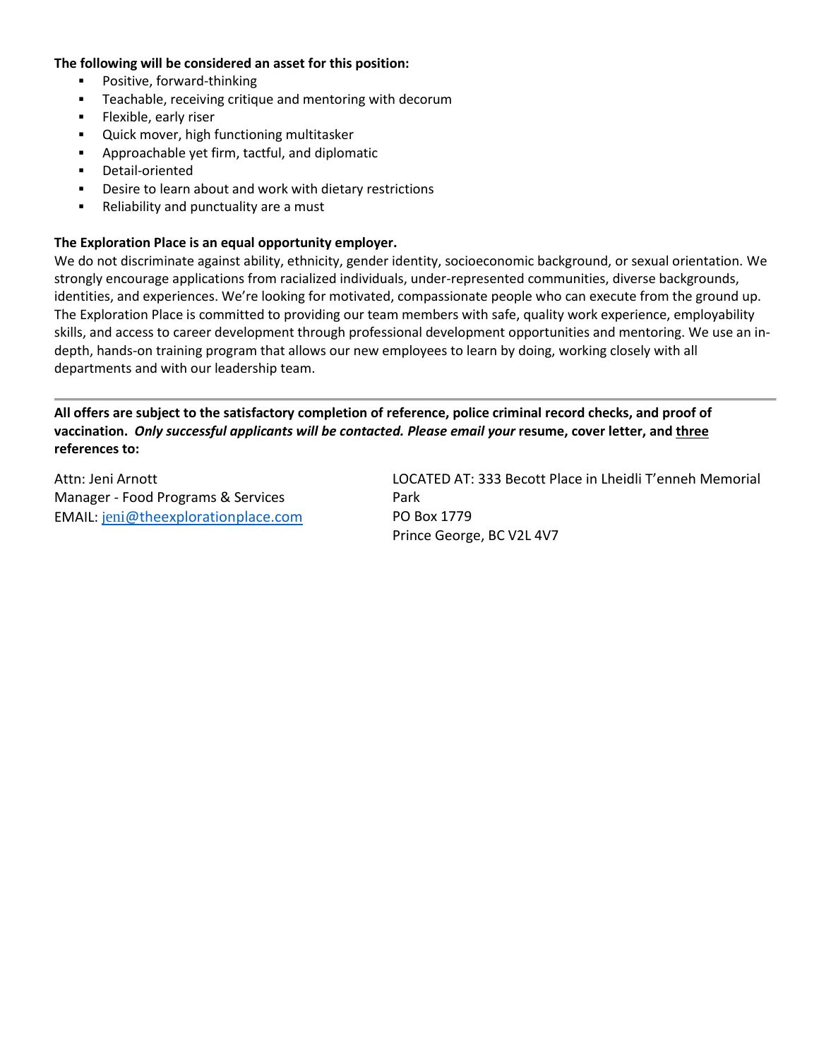**The following will be considered an asset for this position:**

- Positive, forward-thinking
- Teachable, receiving critique and mentoring with decorum
- Flexible, early riser
- Quick mover, high functioning multitasker
- Approachable yet firm, tactful, and diplomatic
- Detail-oriented
- Desire to learn about and work with dietary restrictions
- Reliability and punctuality are a must

**The Exploration Place is an equal opportunity employer.**

We do not discriminate against ability, ethnicity, gender identity, socioeconomic background, or sexual orientation. We strongly encourage applications from racialized individuals, under-represented communities, diverse backgrounds, identities, and experiences. We're looking for motivated, compassionate people who can execute from the ground up. The Exploration Place is committed to providing our team members with safe, quality work experience, employability skills, and access to career development through professional development opportunities and mentoring. We use an in-depth, hands-on training program that allows our new employees to learn by doing, working closely with all departments and with our leadership team.

---

**All offers are subject to the satisfactory completion of reference, police criminal record checks, and proof of vaccination.** ***Only successful applicants will be contacted. Please email your*** **resume, cover letter, and <u>three</u> references to:**

Attn: Jeni Arnott
Manager - Food Programs & Services
EMAIL: jeni@theexplorationplace.com

LOCATED AT: 333 Becott Place in Lheidli T'enneh Memorial Park
PO Box 1779
Prince George, BC V2L 4V7